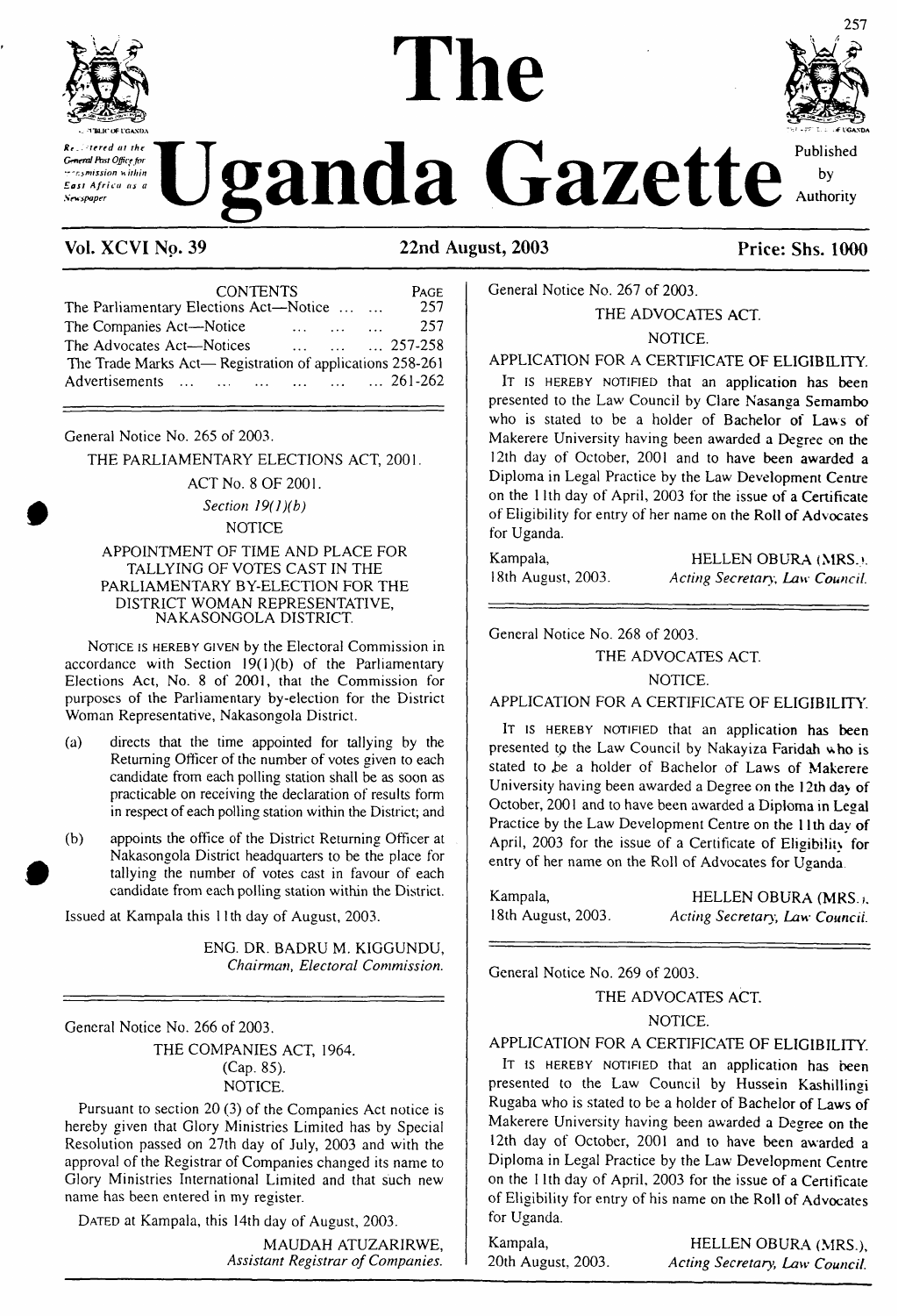# The Uganda Gazette

Registered at the General Post Office for transmission within East Africa as a Newspaper

Published by Authority

**Vol. XCVI No. 39** **22nd August, 2003** **Price: Shs. 1000**

| CONTENTS | PAGE |
|---|---|
| The Parliamentary Elections Act—Notice ... ... | 257 |
| The Companies Act—Notice ... ... ... | 257 |
| The Advocates Act—Notices ... ... ... | 257-258 |
| The Trade Marks Act— Registration of applications | 258-261 |
| Advertisements ... ... ... ... ... ... | 261-262 |

---

General Notice No. 265 of 2003.

THE PARLIAMENTARY ELECTIONS ACT, 2001.

ACT No. 8 OF 2001.

*Section 19(1)(b)*

NOTICE

APPOINTMENT OF TIME AND PLACE FOR TALLYING OF VOTES CAST IN THE PARLIAMENTARY BY-ELECTION FOR THE DISTRICT WOMAN REPRESENTATIVE, NAKASONGOLA DISTRICT.

NOTICE IS HEREBY GIVEN by the Electoral Commission in accordance with Section 19(1)(b) of the Parliamentary Elections Act, No. 8 of 2001, that the Commission for purposes of the Parliamentary by-election for the District Woman Representative, Nakasongola District.

(a) directs that the time appointed for tallying by the Returning Officer of the number of votes given to each candidate from each polling station shall be as soon as practicable on receiving the declaration of results form in respect of each polling station within the District; and

(b) appoints the office of the District Returning Officer at Nakasongola District headquarters to be the place for tallying the number of votes cast in favour of each candidate from each polling station within the District.

Issued at Kampala this 11th day of August, 2003.

ENG. DR. BADRU M. KIGGUNDU,
*Chairman, Electoral Commission.*

---

General Notice No. 266 of 2003.

THE COMPANIES ACT, 1964.

(Cap. 85).

NOTICE.

Pursuant to section 20 (3) of the Companies Act notice is hereby given that Glory Ministries Limited has by Special Resolution passed on 27th day of July, 2003 and with the approval of the Registrar of Companies changed its name to Glory Ministries International Limited and that such new name has been entered in my register.

DATED at Kampala, this 14th day of August, 2003.

MAUDAH ATUZARIRWE,
*Assistant Registrar of Companies.*

---

General Notice No. 267 of 2003.

THE ADVOCATES ACT.

NOTICE.

APPLICATION FOR A CERTIFICATE OF ELIGIBILITY.

IT IS HEREBY NOTIFIED that an application has been presented to the Law Council by Clare Nasanga Semambo who is stated to be a holder of Bachelor of Laws of Makerere University having been awarded a Degree on the 12th day of October, 2001 and to have been awarded a Diploma in Legal Practice by the Law Development Centre on the 11th day of April, 2003 for the issue of a Certificate of Eligibility for entry of her name on the Roll of Advocates for Uganda.

Kampala, 18th August, 2003.

HELLEN OBURA (MRS.),
*Acting Secretary, Law Council.*

---

General Notice No. 268 of 2003.

THE ADVOCATES ACT.

NOTICE.

APPLICATION FOR A CERTIFICATE OF ELIGIBILITY.

IT IS HEREBY NOTIFIED that an application has been presented to the Law Council by Nakayiza Faridah who is stated to be a holder of Bachelor of Laws of Makerere University having been awarded a Degree on the 12th day of October, 2001 and to have been awarded a Diploma in Legal Practice by the Law Development Centre on the 11th day of April, 2003 for the issue of a Certificate of Eligibility for entry of her name on the Roll of Advocates for Uganda.

Kampala, 18th August, 2003.

HELLEN OBURA (MRS.),
*Acting Secretary, Law Council.*

---

General Notice No. 269 of 2003.

THE ADVOCATES ACT.

NOTICE.

APPLICATION FOR A CERTIFICATE OF ELIGIBILITY.

IT IS HEREBY NOTIFIED that an application has been presented to the Law Council by Hussein Kashillingi Rugaba who is stated to be a holder of Bachelor of Laws of Makerere University having been awarded a Degree on the 12th day of October, 2001 and to have been awarded a Diploma in Legal Practice by the Law Development Centre on the 11th day of April, 2003 for the issue of a Certificate of Eligibility for entry of his name on the Roll of Advocates for Uganda.

Kampala, 20th August, 2003.

HELLEN OBURA (MRS.),
*Acting Secretary, Law Council.*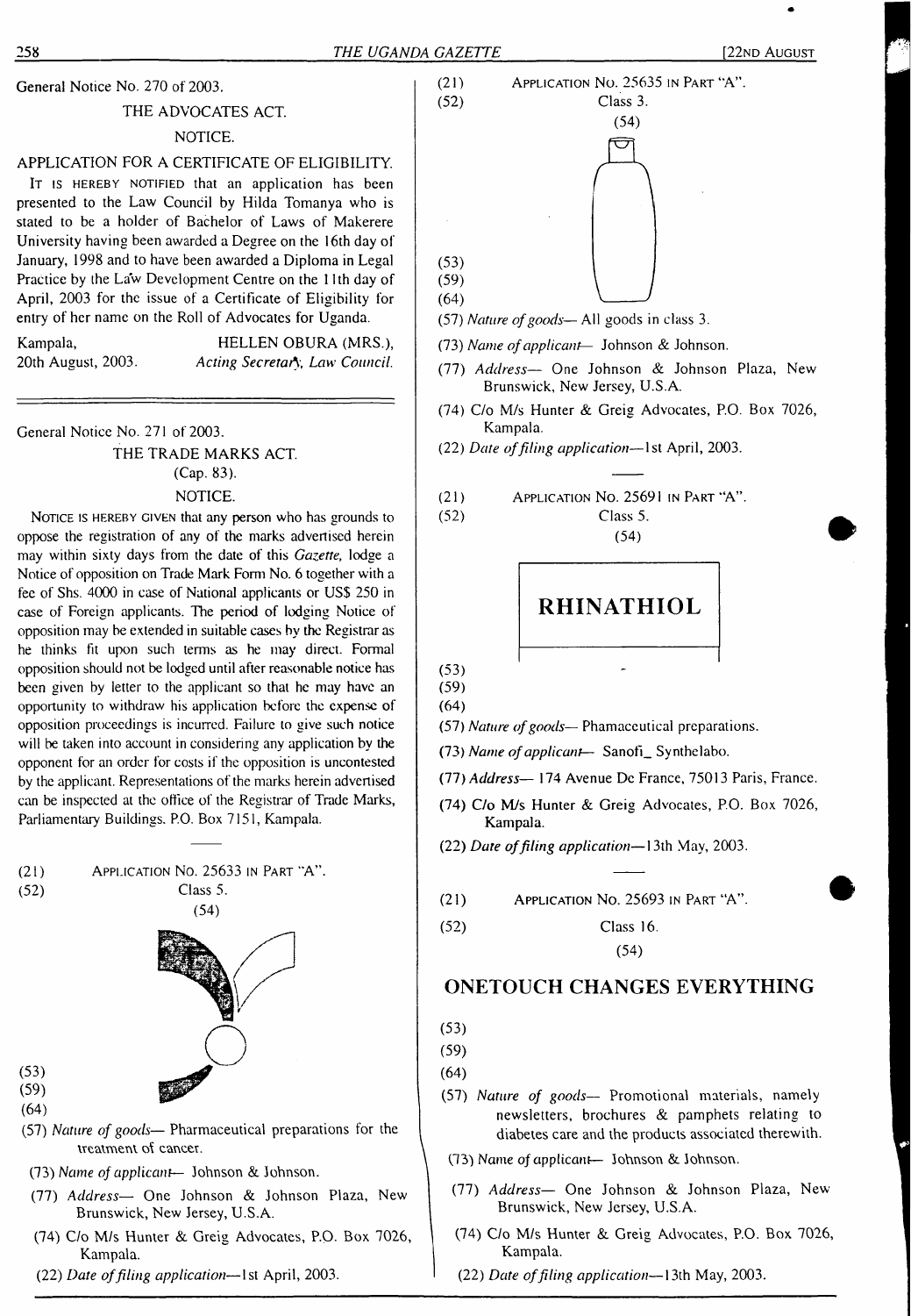General Notice No. 270 of 2003.

THE ADVOCATES ACT.

NOTICE.

APPLICATION FOR A CERTIFICATE OF ELIGIBILITY.

IT IS HEREBY NOTIFIED that an application has been presented to the Law Council by Hilda Tomanya who is stated to be a holder of Bachelor of Laws of Makerere University having been awarded a Degree on the 16th day of January, 1998 and to have been awarded a Diploma in Legal Practice by the Law Development Centre on the 11th day of April, 2003 for the issue of a Certificate of Eligibility for entry of her name on the Roll of Advocates for Uganda.

Kampala, 20th August, 2003.

HELLEN OBURA (MRS.), *Acting Secretary, Law Council.*

---

General Notice No. 271 of 2003.

THE TRADE MARKS ACT. (Cap. 83).

NOTICE.

NOTICE IS HEREBY GIVEN that any person who has grounds to oppose the registration of any of the marks advertised herein may within sixty days from the date of this *Gazette,* lodge a Notice of opposition on Trade Mark Form No. 6 together with a fee of Shs. 4000 in case of National applicants or US$ 250 in case of Foreign applicants. The period of lodging Notice of opposition may be extended in suitable cases by the Registrar as he thinks fit upon such terms as he may direct. Formal opposition should not be lodged until after reasonable notice has been given by letter to the applicant so that he may have an opportunity to withdraw his application before the expense of opposition proceedings is incurred. Failure to give such notice will be taken into account in considering any application by the opponent for an order for costs if the opposition is uncontested by the applicant. Representations of the marks herein advertised can be inspected at the office of the Registrar of Trade Marks, Parliamentary Buildings. P.O. Box 7151, Kampala.

---

(21) APPLICATION NO. 25633 IN PART "A".

(52) Class 5.

(54)

(53)

(59)

(64)

(57) *Nature of goods*— Pharmaceutical preparations for the treatment of cancer.

(73) *Name of applicant*— Johnson & Johnson.

(77) *Address*— One Johnson & Johnson Plaza, New Brunswick, New Jersey, U.S.A.

(74) C/o M/s Hunter & Greig Advocates, P.O. Box 7026, Kampala.

(22) *Date of filing application*—1st April, 2003.

---

(21) APPLICATION NO. 25635 IN PART "A".

(52) Class 3.

(54)

(53)

(59)

(64)

(57) *Nature of goods*— All goods in class 3.

(73) *Name of applicant*— Johnson & Johnson.

(77) *Address*— One Johnson & Johnson Plaza, New Brunswick, New Jersey, U.S.A.

(74) C/o M/s Hunter & Greig Advocates, P.O. Box 7026, Kampala.

(22) *Date of filing application*—1st April, 2003.

---

(21) APPLICATION NO. 25691 IN PART "A".

(52) Class 5.

(54)

**RHINATHIOL**

(53)

(59)

(64)

(57) *Nature of goods*— Phamaceutical preparations.

(73) *Name of applicant*— Sanofi_ Synthelabo.

(77) *Address*— 174 Avenue De France, 75013 Paris, France.

(74) C/o M/s Hunter & Greig Advocates, P.O. Box 7026, Kampala.

(22) *Date of filing application*—13th May, 2003.

---

(21) APPLICATION NO. 25693 IN PART "A".

(52) Class 16.

(54)

**ONETOUCH CHANGES EVERYTHING**

(53)

(59)

(64)

(57) *Nature of goods*— Promotional materials, namely newsletters, brochures & pamphets relating to diabetes care and the products associated therewith.

(73) *Name of applicant*— Johnson & Johnson.

(77) *Address*— One Johnson & Johnson Plaza, New Brunswick, New Jersey, U.S.A.

(74) C/o M/s Hunter & Greig Advocates, P.O. Box 7026, Kampala.

(22) *Date of filing application*—13th May, 2003.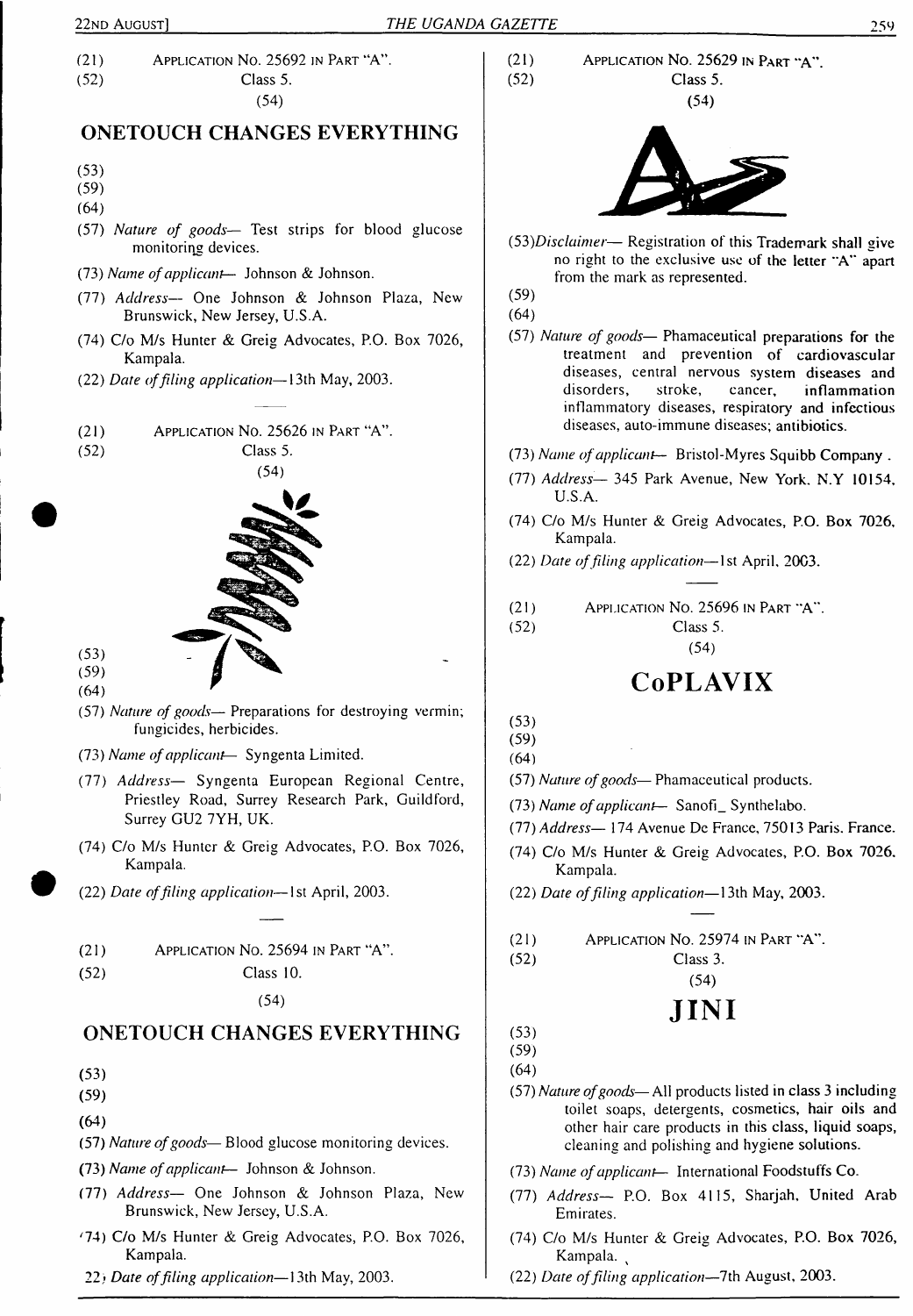(21) APPLICATION NO. 25692 IN PART "A".

(52) Class 5.

(54)

## ONETOUCH CHANGES EVERYTHING

(53)

(59)

(64)

(57) *Nature of goods*— Test strips for blood glucose monitoring devices.

(73) *Name of applicant*— Johnson & Johnson.

(77) *Address*— One Johnson & Johnson Plaza, New Brunswick, New Jersey, U.S.A.

(74) C/o M/s Hunter & Greig Advocates, P.O. Box 7026, Kampala.

(22) *Date of filing application*—13th May, 2003.

---

(21) APPLICATION NO. 25626 IN PART "A".

(52) Class 5.

(54)

(53)

(59)

(64)

(57) *Nature of goods*— Preparations for destroying vermin; fungicides, herbicides.

(73) *Name of applicant*— Syngenta Limited.

(77) *Address*— Syngenta European Regional Centre, Priestley Road, Surrey Research Park, Guildford, Surrey GU2 7YH, UK.

(74) C/o M/s Hunter & Greig Advocates, P.O. Box 7026, Kampala.

(22) *Date of filing application*—1st April, 2003.

---

(21) APPLICATION NO. 25694 IN PART "A".

(52) Class 10.

(54)

## ONETOUCH CHANGES EVERYTHING

(53)

(59)

(64)

(57) *Nature of goods*— Blood glucose monitoring devices.

(73) *Name of applicant*— Johnson & Johnson.

(77) *Address*— One Johnson & Johnson Plaza, New Brunswick, New Jersey, U.S.A.

(74) C/o M/s Hunter & Greig Advocates, P.O. Box 7026, Kampala.

(22) *Date of filing application*—13th May, 2003.

---

(21) APPLICATION NO. 25629 IN PART "A".

(52) Class 5.

(54)

(53) *Disclaimer*— Registration of this Trademark shall give no right to the exclusive use of the letter "A" apart from the mark as represented.

(59)

(64)

(57) *Nature of goods*— Phamaceutical preparations for the treatment and prevention of cardiovascular diseases, central nervous system diseases and disorders, stroke, cancer, inflammation inflammatory diseases, respiratory and infectious diseases, auto-immune diseases; antibiotics.

(73) *Name of applicant*— Bristol-Myres Squibb Company .

(77) *Address*— 345 Park Avenue, New York. N.Y 10154, U.S.A.

(74) C/o M/s Hunter & Greig Advocates, P.O. Box 7026, Kampala.

(22) *Date of filing application*—1st April, 2003.

---

(21) APPLICATION NO. 25696 IN PART "A".

(52) Class 5.

(54)

## CoPLAVIX

(53)

(59)

(64)

(57) *Nature of goods*— Phamaceutical products.

(73) *Name of applicant*— Sanofi_ Synthelabo.

(77) *Address*— 174 Avenue De France, 75013 Paris. France.

(74) C/o M/s Hunter & Greig Advocates, P.O. Box 7026. Kampala.

(22) *Date of filing application*—13th May, 2003.

---

(21) APPLICATION NO. 25974 IN PART "A".

(52) Class 3.

(54)

## JINI

(53)

(59)

(64)

(57) *Nature of goods*— All products listed in class 3 including toilet soaps, detergents, cosmetics, hair oils and other hair care products in this class, liquid soaps, cleaning and polishing and hygiene solutions.

(73) *Name of applicant*— International Foodstuffs Co.

(77) *Address*— P.O. Box 4115, Sharjah, United Arab Emirates.

(74) C/o M/s Hunter & Greig Advocates, P.O. Box 7026, Kampala.

(22) *Date of filing application*—7th August, 2003.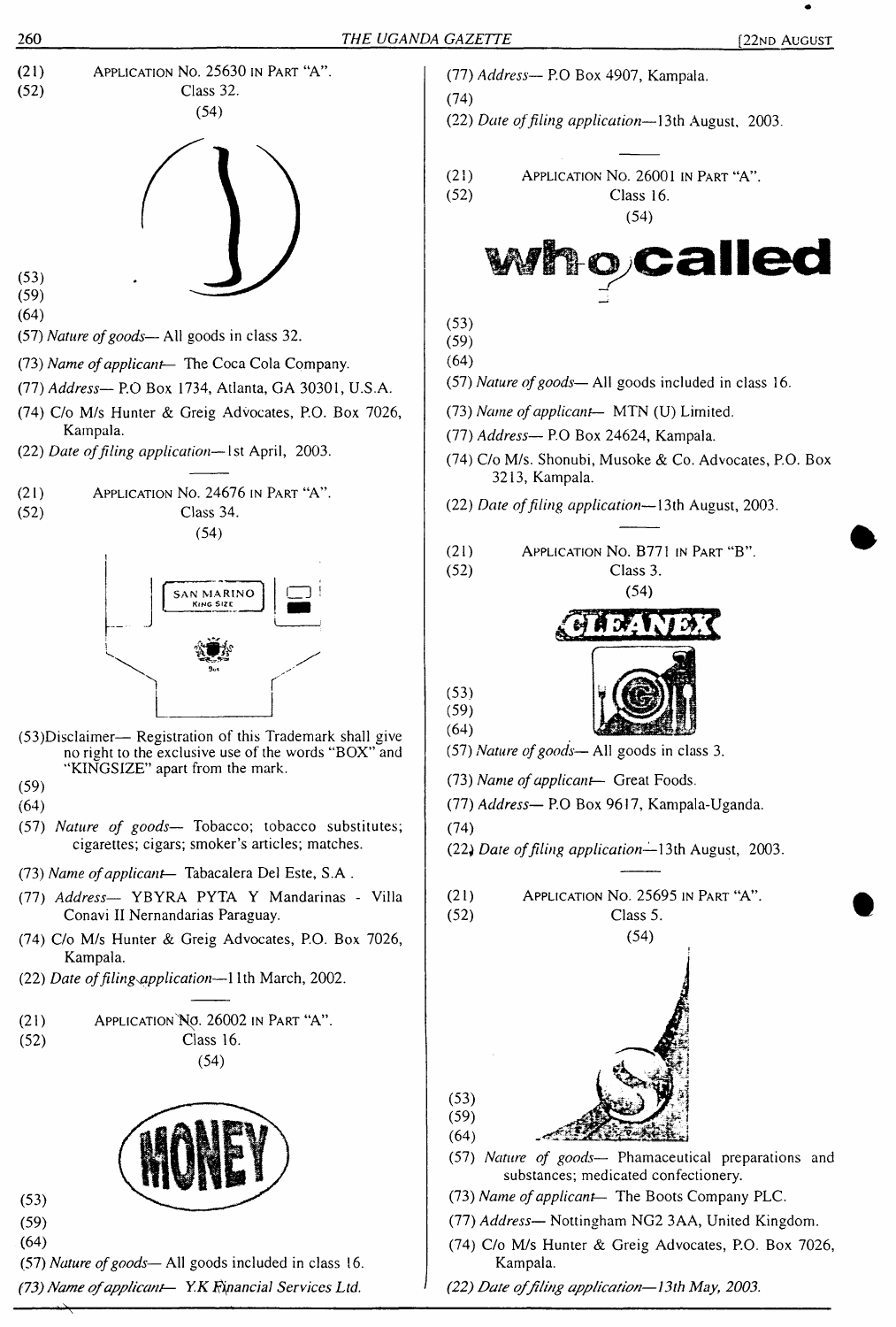(21) APPLICATION No. 25630 IN PART "A".
(52) Class 32.
(54)

(53)
(59)
(64)
(57) *Nature of goods*— All goods in class 32.

(73) *Name of applicant*— The Coca Cola Company.

(77) *Address*— P.O Box 1734, Atlanta, GA 30301, U.S.A.

(74) C/o M/s Hunter & Greig Advocates, P.O. Box 7026, Kampala.

(22) *Date of filing application*—1st April, 2003.

---

(21) APPLICATION No. 24676 IN PART "A".
(52) Class 34.
(54)

(53)Disclaimer— Registration of this Trademark shall give no right to the exclusive use of the words "BOX" and "KINGSIZE" apart from the mark.

(59)
(64)
(57) *Nature of goods*— Tobacco; tobacco substitutes; cigarettes; cigars; smoker's articles; matches.

(73) *Name of applicant*— Tabacalera Del Este, S.A .

(77) *Address*— YBYRA PYTA Y Mandarinas - Villa Conavi II Nernandarias Paraguay.

(74) C/o M/s Hunter & Greig Advocates, P.O. Box 7026, Kampala.

(22) *Date of filing application*—11th March, 2002.

---

(21) APPLICATION No. 26002 IN PART "A".
(52) Class 16.
(54)

(53)
(59)
(64)
(57) *Nature of goods*— All goods included in class 16.

(73) *Name of applicant*— Y.K Financial Services Ltd.

(77) *Address*— P.O Box 4907, Kampala.

(74)

(22) *Date of filing application*—13th August, 2003.

---

(21) APPLICATION No. 26001 IN PART "A".
(52) Class 16.
(54)

(53)
(59)
(64)
(57) *Nature of goods*— All goods included in class 16.

(73) *Name of applicant*— MTN (U) Limited.

(77) *Address*— P.O Box 24624, Kampala.

(74) C/o M/s. Shonubi, Musoke & Co. Advocates, P.O. Box 3213, Kampala.

(22) *Date of filing application*—13th August, 2003.

---

(21) APPLICATION No. B771 IN PART "B".
(52) Class 3.
(54)

(53)
(59)
(64)
(57) *Nature of goods*— All goods in class 3.

(73) *Name of applicant*— Great Foods.

(77) *Address*— P.O Box 9617, Kampala-Uganda.

(74)

(22) *Date of filing application*—13th August, 2003.

---

(21) APPLICATION No. 25695 IN PART "A".
(52) Class 5.
(54)

(53)
(59)
(64)
(57) *Nature of goods*— Phamaceutical preparations and substances; medicated confectionery.

(73) *Name of applicant*— The Boots Company PLC.

(77) *Address*— Nottingham NG2 3AA, United Kingdom.

(74) C/o M/s Hunter & Greig Advocates, P.O. Box 7026, Kampala.

(22) *Date of filing application—13th May, 2003.*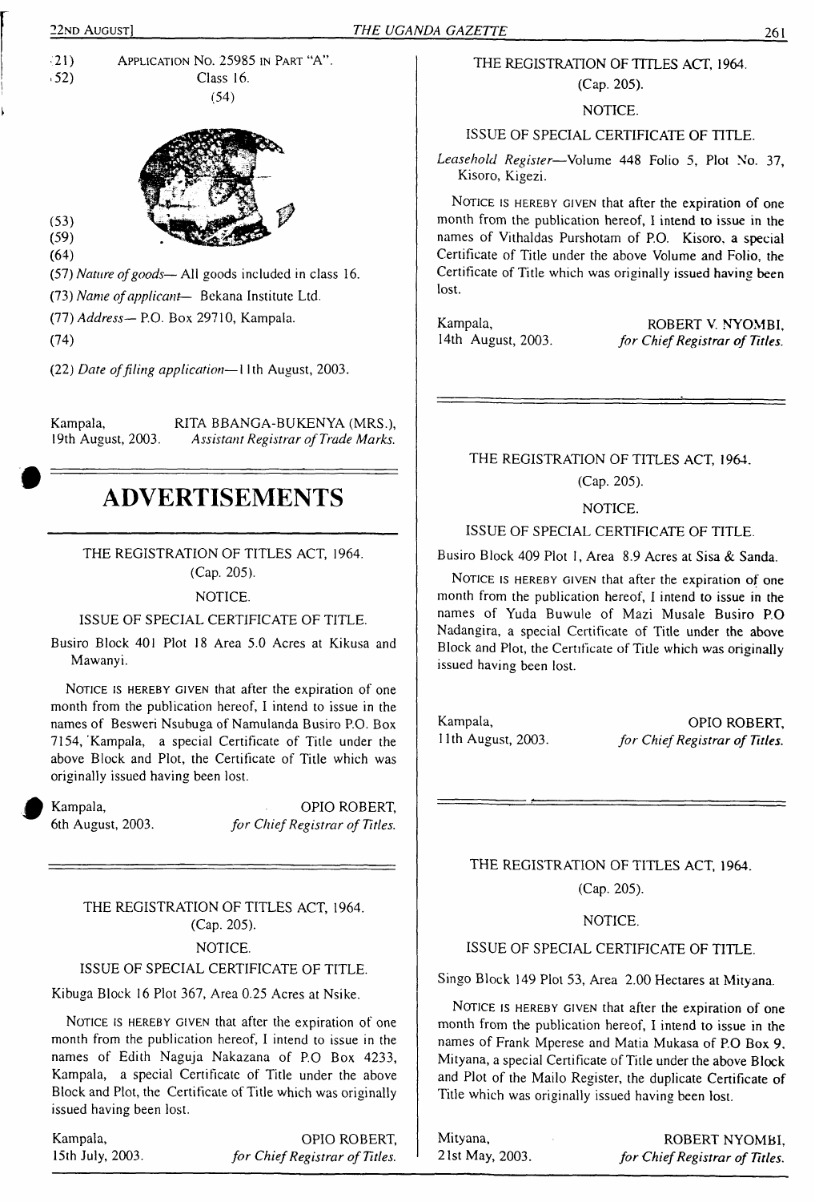(21) APPLICATION No. 25985 IN PART "A".
(52) Class 16.
(54)

(53)
(59)
(64)
(57) *Nature of goods*— All goods included in class 16.
(73) *Name of applicant*— Bekana Institute Ltd.
(77) *Address*— P.O. Box 29710, Kampala.
(74)

(22) *Date of filing application*—11th August, 2003.

Kampala, RITA BBANGA-BUKENYA (MRS.),
19th August, 2003. *Assistant Registrar of Trade Marks.*

# ADVERTISEMENTS

THE REGISTRATION OF TITLES ACT, 1964.
(Cap. 205).
NOTICE.
ISSUE OF SPECIAL CERTIFICATE OF TITLE.

Busiro Block 401 Plot 18 Area 5.0 Acres at Kikusa and Mawanyi.

NOTICE IS HEREBY GIVEN that after the expiration of one month from the publication hereof, I intend to issue in the names of Besweri Nsubuga of Namulanda Busiro P.O. Box 7154, Kampala, a special Certificate of Title under the above Block and Plot, the Certificate of Title which was originally issued having been lost.

Kampala, OPIO ROBERT,
6th August, 2003. *for Chief Registrar of Titles.*

---

THE REGISTRATION OF TITLES ACT, 1964.
(Cap. 205).
NOTICE.
ISSUE OF SPECIAL CERTIFICATE OF TITLE.

Kibuga Block 16 Plot 367, Area 0.25 Acres at Nsike.

NOTICE IS HEREBY GIVEN that after the expiration of one month from the publication hereof, I intend to issue in the names of Edith Naguja Nakazana of P.O Box 4233, Kampala, a special Certificate of Title under the above Block and Plot, the Certificate of Title which was originally issued having been lost.

Kampala, OPIO ROBERT,
15th July, 2003. *for Chief Registrar of Titles.*

---

THE REGISTRATION OF TITLES ACT, 1964.
(Cap. 205).
NOTICE.
ISSUE OF SPECIAL CERTIFICATE OF TITLE.

*Leasehold Register*—Volume 448 Folio 5, Plot No. 37, Kisoro, Kigezi.

NOTICE IS HEREBY GIVEN that after the expiration of one month from the publication hereof, I intend to issue in the names of Vithaldas Purshotam of P.O. Kisoro, a special Certificate of Title under the above Volume and Folio, the Certificate of Title which was originally issued having been lost.

Kampala, ROBERT V. NYOMBI,
14th August, 2003. *for Chief Registrar of Titles.*

---

THE REGISTRATION OF TITLES ACT, 1964.
(Cap. 205).
NOTICE.
ISSUE OF SPECIAL CERTIFICATE OF TITLE.

Busiro Block 409 Plot 1, Area 8.9 Acres at Sisa & Sanda.

NOTICE IS HEREBY GIVEN that after the expiration of one month from the publication hereof, I intend to issue in the names of Yuda Buwule of Mazi Musale Busiro P.O Nadangira, a special Certificate of Title under the above Block and Plot, the Certificate of Title which was originally issued having been lost.

Kampala, OPIO ROBERT,
11th August, 2003. *for Chief Registrar of Titles.*

---

THE REGISTRATION OF TITLES ACT, 1964.
(Cap. 205).
NOTICE.
ISSUE OF SPECIAL CERTIFICATE OF TITLE.

Singo Block 149 Plot 53, Area 2.00 Hectares at Mityana.

NOTICE IS HEREBY GIVEN that after the expiration of one month from the publication hereof, I intend to issue in the names of Frank Mperese and Matia Mukasa of P.O Box 9, Mityana, a special Certificate of Title under the above Block and Plot of the Mailo Register, the duplicate Certificate of Title which was originally issued having been lost.

Mityana, ROBERT NYOMBI,
21st May, 2003. *for Chief Registrar of Titles.*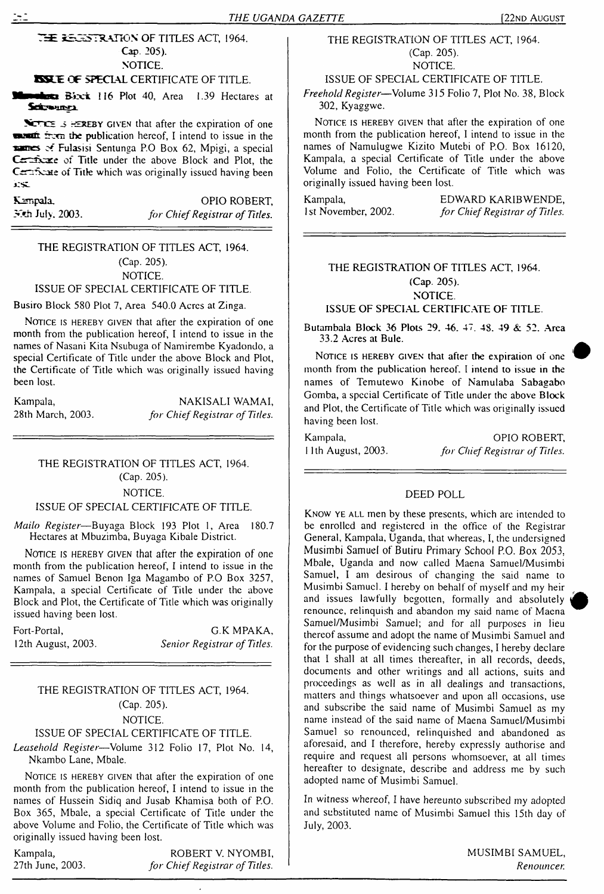THE REGISTRATION OF TITLES ACT, 1964.
Cap. 205).
NOTICE.

**ISSUE OF SPECIAL CERTIFICATE OF TITLE.**

**Mawokota** Block 116 Plot 40, Area 1.39 Hectares at **Sekiwunga**.

NOTICE IS HEREBY GIVEN that after the expiration of one month from the publication hereof, I intend to issue in the names of Fulasisi Sentunga P.O Box 62, Mpigi, a special Certificate of Title under the above Block and Plot, the Certificate of Title which was originally issued having been lost.

Kampala, 
30th July, 2003.

OPIO ROBERT,
*for Chief Registrar of Titles.*

---

THE REGISTRATION OF TITLES ACT, 1964.
(Cap. 205).
NOTICE.
ISSUE OF SPECIAL CERTIFICATE OF TITLE.

Busiro Block 580 Plot 7, Area 540.0 Acres at Zinga.

NOTICE IS HEREBY GIVEN that after the expiration of one month from the publication hereof, I intend to issue in the names of Nasani Kita Nsubuga of Namirembe Kyadondo, a special Certificate of Title under the above Block and Plot, the Certificate of Title which was originally issued having been lost.

Kampala,
28th March, 2003.

NAKISALI WAMAI,
*for Chief Registrar of Titles.*

---

THE REGISTRATION OF TITLES ACT, 1964.
(Cap. 205).
NOTICE.
ISSUE OF SPECIAL CERTIFICATE OF TITLE.

*Mailo Register*—Buyaga Block 193 Plot 1, Area 180.7 Hectares at Mbuzimba, Buyaga Kibale District.

NOTICE IS HEREBY GIVEN that after the expiration of one month from the publication hereof, I intend to issue in the names of Samuel Benon Iga Magambo of P.O Box 3257, Kampala, a special Certificate of Title under the above Block and Plot, the Certificate of Title which was originally issued having been lost.

Fort-Portal,
12th August, 2003.

G.K MPAKA,
*Senior Registrar of Titles.*

---

THE REGISTRATION OF TITLES ACT, 1964.
(Cap. 205).
NOTICE.
ISSUE OF SPECIAL CERTIFICATE OF TITLE.

*Leasehold Register*—Volume 312 Folio 17, Plot No. 14, Nkambo Lane, Mbale.

NOTICE IS HEREBY GIVEN that after the expiration of one month from the publication hereof, I intend to issue in the names of Hussein Sidiq and Jusab Khamisa both of P.O. Box 365, Mbale, a special Certificate of Title under the above Volume and Folio, the Certificate of Title which was originally issued having been lost.

Kampala,
27th June, 2003.

ROBERT V. NYOMBI,
*for Chief Registrar of Titles.*

---

THE REGISTRATION OF TITLES ACT, 1964.
(Cap. 205).
NOTICE.
ISSUE OF SPECIAL CERTIFICATE OF TITLE.

*Freehold Register*—Volume 315 Folio 7, Plot No. 38, Block 302, Kyaggwe.

NOTICE IS HEREBY GIVEN that after the expiration of one month from the publication hereof, I intend to issue in the names of Namulugwe Kizito Mutebi of P.O. Box 16120, Kampala, a special Certificate of Title under the above Volume and Folio, the Certificate of Title which was originally issued having been lost.

Kampala,
1st November, 2002.

EDWARD KARIBWENDE,
*for Chief Registrar of Titles.*

---

THE REGISTRATION OF TITLES ACT, 1964.
(Cap. 205).
NOTICE.
ISSUE OF SPECIAL CERTIFICATE OF TITLE.

Butambala Block 36 Plots 29, 46, 47, 48, 49 & 52, Area 33.2 Acres at Bule.

NOTICE IS HEREBY GIVEN that after the expiration of one month from the publication hereof, I intend to issue in the names of Temutewo Kinobe of Namulaba Sabagabo Gomba, a special Certificate of Title under the above Block and Plot, the Certificate of Title which was originally issued having been lost.

Kampala,
11th August, 2003.

OPIO ROBERT,
*for Chief Registrar of Titles.*

---

DEED POLL

KNOW YE ALL men by these presents, which are intended to be enrolled and registered in the office of the Registrar General, Kampala, Uganda, that whereas, I, the undersigned Musimbi Samuel of Butiru Primary School P.O. Box 2053, Mbale, Uganda and now called Maena Samuel/Musimbi Samuel, I am desirous of changing the said name to Musimbi Samuel. I hereby on behalf of myself and my heir and issues lawfully begotten, formally and absolutely renounce, relinquish and abandon my said name of Maena Samuel/Musimbi Samuel; and for all purposes in lieu thereof assume and adopt the name of Musimbi Samuel and for the purpose of evidencing such changes, I hereby declare that I shall at all times thereafter, in all records, deeds, documents and other writings and all actions, suits and proceedings as well as in all dealings and transactions, matters and things whatsoever and upon all occasions, use and subscribe the said name of Musimbi Samuel as my name instead of the said name of Maena Samuel/Musimbi Samuel so renounced, relinquished and abandoned as aforesaid, and I therefore, hereby expressly authorise and require and request all persons whomsoever, at all times hereafter to designate, describe and address me by such adopted name of Musimbi Samuel.

In witness whereof, I have hereunto subscribed my adopted and substituted name of Musimbi Samuel this 15th day of July, 2003.

MUSIMBI SAMUEL,
*Renouncer.*